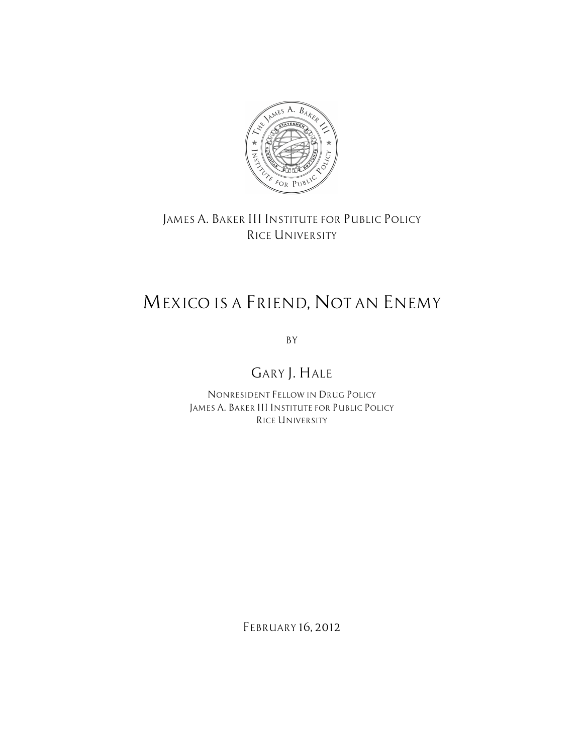JAMES A. BAKER III INSTITUTE FOR PUBLIC POLICY
RICE UNIVERSITY

# MEXICO IS A FRIEND, NOT AN ENEMY

BY

GARY J. HALE

NONRESIDENT FELLOW IN DRUG POLICY
JAMES A. BAKER III INSTITUTE FOR PUBLIC POLICY
RICE UNIVERSITY

FEBRUARY 16, 2012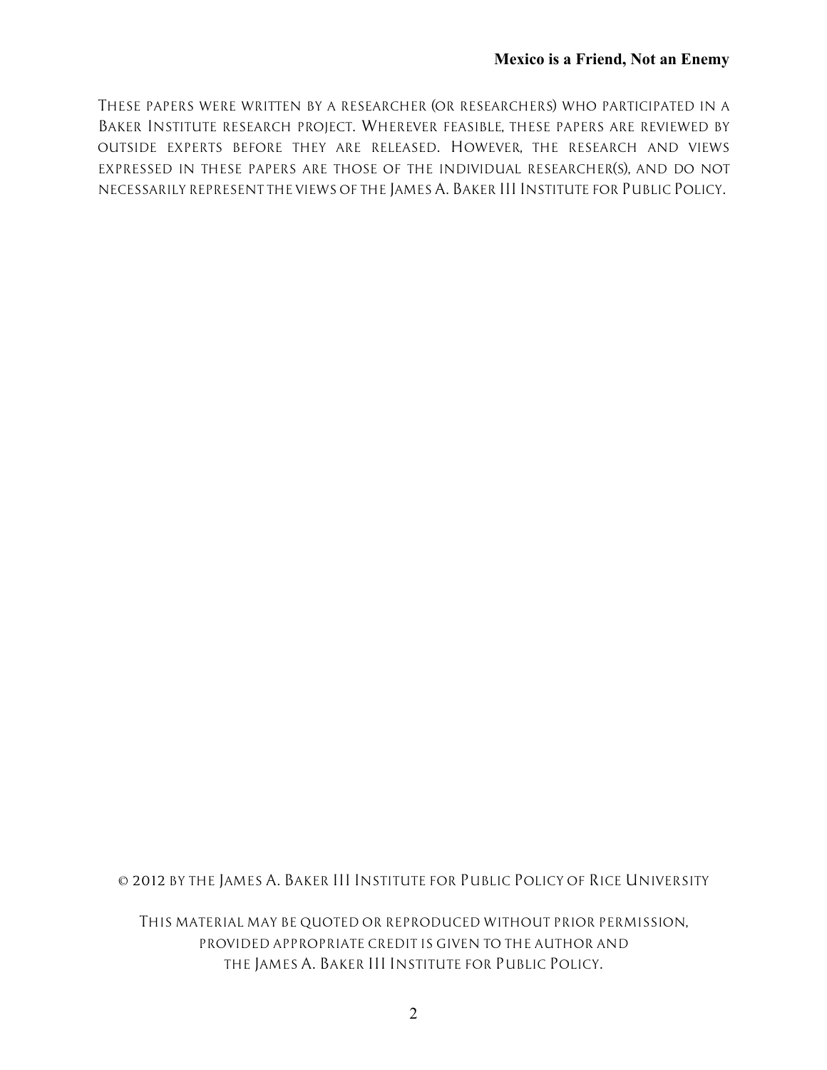These papers were written by a researcher (or researchers) who participated in a Baker Institute research project. Wherever feasible, these papers are reviewed by outside experts before they are released. However, the research and views expressed in these papers are those of the individual researcher(s), and do not necessarily represent the views of the James A. Baker III Institute for Public Policy.

© 2012 by the James A. Baker III Institute for Public Policy of Rice University

This material may be quoted or reproduced without prior permission, provided appropriate credit is given to the author and the James A. Baker III Institute for Public Policy.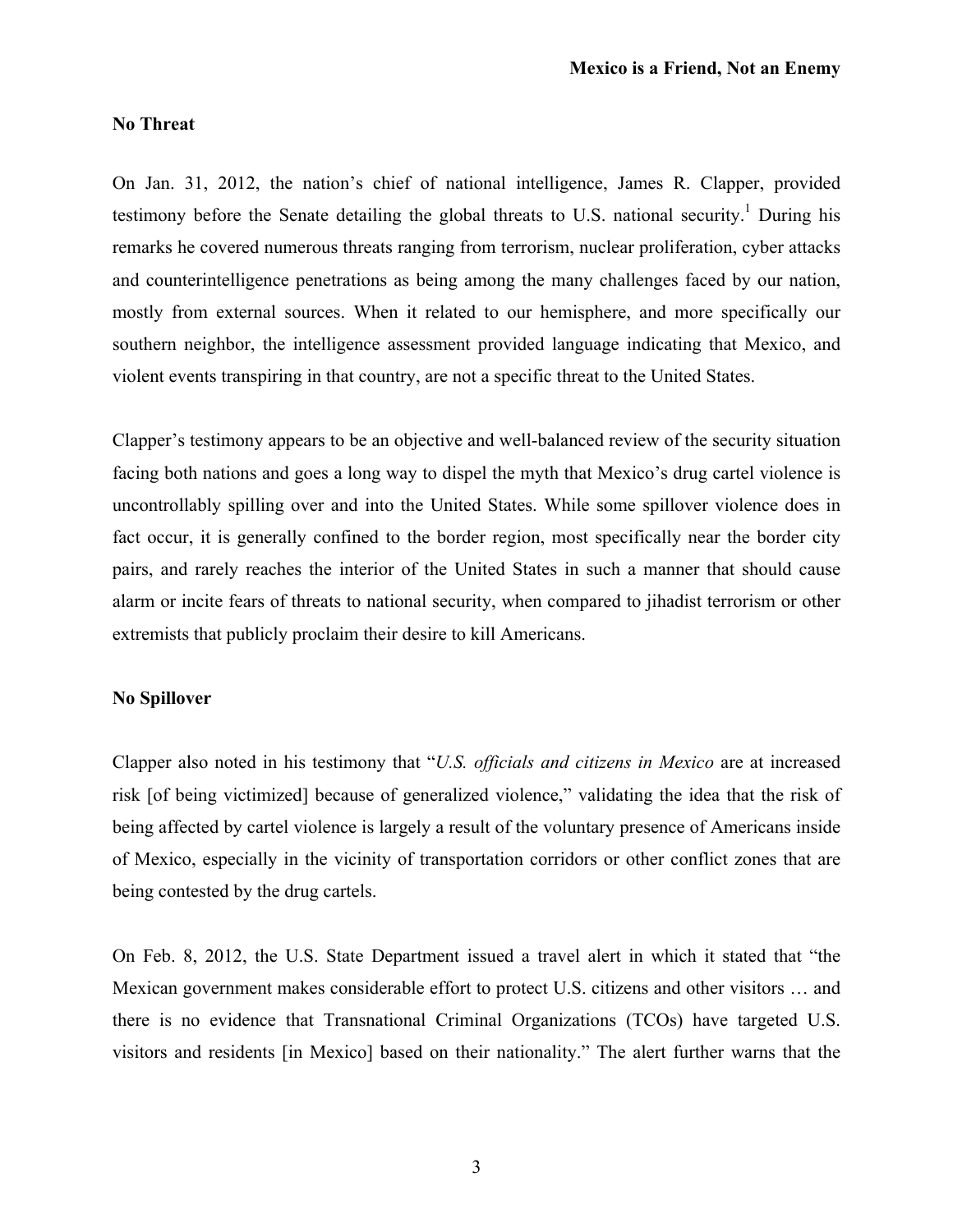## No Threat

On Jan. 31, 2012, the nation's chief of national intelligence, James R. Clapper, provided testimony before the Senate detailing the global threats to U.S. national security.[1] During his remarks he covered numerous threats ranging from terrorism, nuclear proliferation, cyber attacks and counterintelligence penetrations as being among the many challenges faced by our nation, mostly from external sources. When it related to our hemisphere, and more specifically our southern neighbor, the intelligence assessment provided language indicating that Mexico, and violent events transpiring in that country, are not a specific threat to the United States.

Clapper's testimony appears to be an objective and well-balanced review of the security situation facing both nations and goes a long way to dispel the myth that Mexico's drug cartel violence is uncontrollably spilling over and into the United States. While some spillover violence does in fact occur, it is generally confined to the border region, most specifically near the border city pairs, and rarely reaches the interior of the United States in such a manner that should cause alarm or incite fears of threats to national security, when compared to jihadist terrorism or other extremists that publicly proclaim their desire to kill Americans.

## No Spillover

Clapper also noted in his testimony that "*U.S. officials and citizens in Mexico* are at increased risk [of being victimized] because of generalized violence," validating the idea that the risk of being affected by cartel violence is largely a result of the voluntary presence of Americans inside of Mexico, especially in the vicinity of transportation corridors or other conflict zones that are being contested by the drug cartels.

On Feb. 8, 2012, the U.S. State Department issued a travel alert in which it stated that "the Mexican government makes considerable effort to protect U.S. citizens and other visitors … and there is no evidence that Transnational Criminal Organizations (TCOs) have targeted U.S. visitors and residents [in Mexico] based on their nationality." The alert further warns that the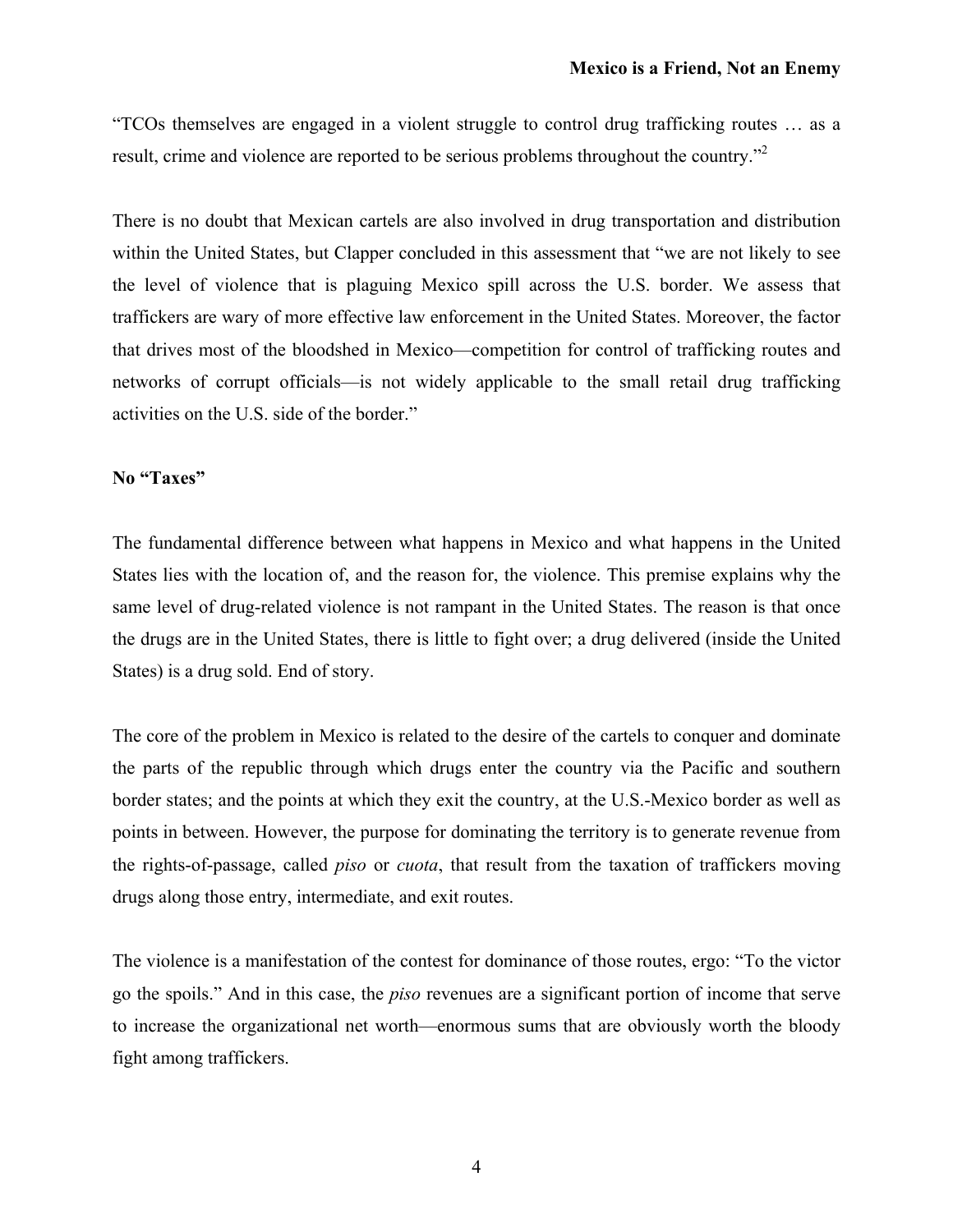"TCOs themselves are engaged in a violent struggle to control drug trafficking routes … as a result, crime and violence are reported to be serious problems throughout the country."[2]

There is no doubt that Mexican cartels are also involved in drug transportation and distribution within the United States, but Clapper concluded in this assessment that "we are not likely to see the level of violence that is plaguing Mexico spill across the U.S. border. We assess that traffickers are wary of more effective law enforcement in the United States. Moreover, the factor that drives most of the bloodshed in Mexico—competition for control of trafficking routes and networks of corrupt officials—is not widely applicable to the small retail drug trafficking activities on the U.S. side of the border."

**No "Taxes"**

The fundamental difference between what happens in Mexico and what happens in the United States lies with the location of, and the reason for, the violence. This premise explains why the same level of drug-related violence is not rampant in the United States. The reason is that once the drugs are in the United States, there is little to fight over; a drug delivered (inside the United States) is a drug sold. End of story.

The core of the problem in Mexico is related to the desire of the cartels to conquer and dominate the parts of the republic through which drugs enter the country via the Pacific and southern border states; and the points at which they exit the country, at the U.S.-Mexico border as well as points in between. However, the purpose for dominating the territory is to generate revenue from the rights-of-passage, called *piso* or *cuota*, that result from the taxation of traffickers moving drugs along those entry, intermediate, and exit routes.

The violence is a manifestation of the contest for dominance of those routes, ergo: "To the victor go the spoils." And in this case, the *piso* revenues are a significant portion of income that serve to increase the organizational net worth—enormous sums that are obviously worth the bloody fight among traffickers.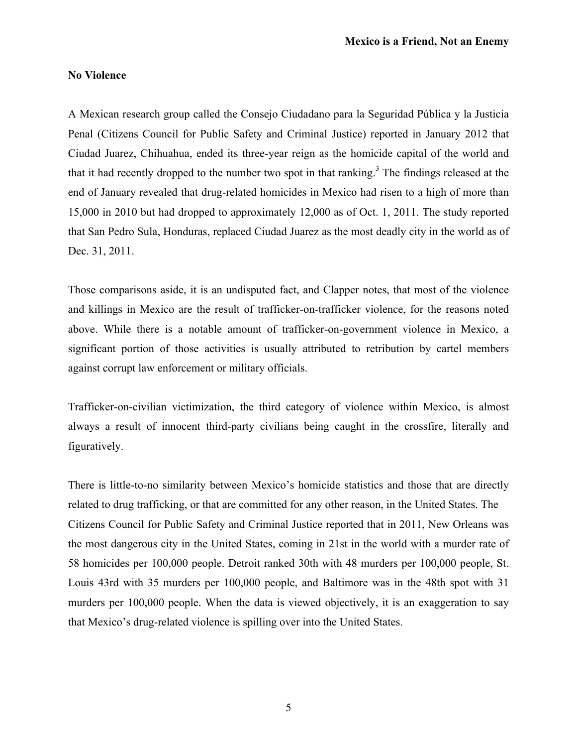## No Violence

A Mexican research group called the Consejo Ciudadano para la Seguridad Pública y la Justicia Penal (Citizens Council for Public Safety and Criminal Justice) reported in January 2012 that Ciudad Juarez, Chihuahua, ended its three-year reign as the homicide capital of the world and that it had recently dropped to the number two spot in that ranking.[3] The findings released at the end of January revealed that drug-related homicides in Mexico had risen to a high of more than 15,000 in 2010 but had dropped to approximately 12,000 as of Oct. 1, 2011. The study reported that San Pedro Sula, Honduras, replaced Ciudad Juarez as the most deadly city in the world as of Dec. 31, 2011.

Those comparisons aside, it is an undisputed fact, and Clapper notes, that most of the violence and killings in Mexico are the result of trafficker-on-trafficker violence, for the reasons noted above. While there is a notable amount of trafficker-on-government violence in Mexico, a significant portion of those activities is usually attributed to retribution by cartel members against corrupt law enforcement or military officials.

Trafficker-on-civilian victimization, the third category of violence within Mexico, is almost always a result of innocent third-party civilians being caught in the crossfire, literally and figuratively.

There is little-to-no similarity between Mexico's homicide statistics and those that are directly related to drug trafficking, or that are committed for any other reason, in the United States. The Citizens Council for Public Safety and Criminal Justice reported that in 2011, New Orleans was the most dangerous city in the United States, coming in 21st in the world with a murder rate of 58 homicides per 100,000 people. Detroit ranked 30th with 48 murders per 100,000 people, St. Louis 43rd with 35 murders per 100,000 people, and Baltimore was in the 48th spot with 31 murders per 100,000 people. When the data is viewed objectively, it is an exaggeration to say that Mexico's drug-related violence is spilling over into the United States.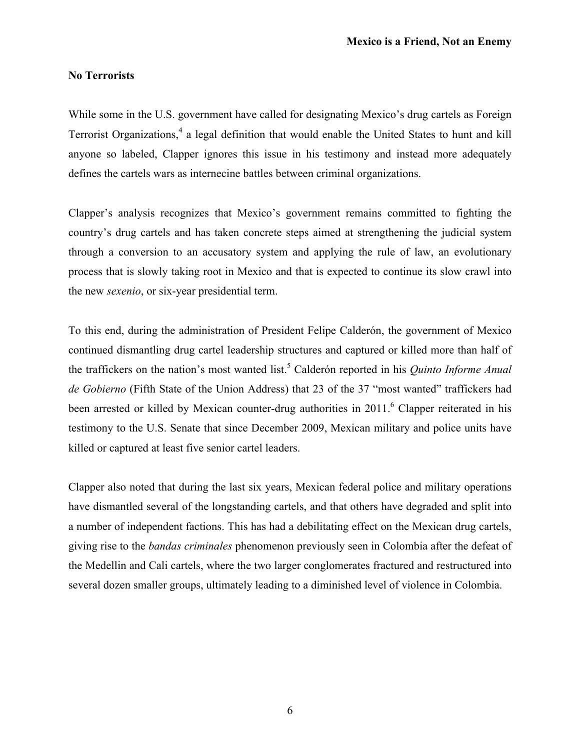## No Terrorists

While some in the U.S. government have called for designating Mexico's drug cartels as Foreign Terrorist Organizations,[4] a legal definition that would enable the United States to hunt and kill anyone so labeled, Clapper ignores this issue in his testimony and instead more adequately defines the cartels wars as internecine battles between criminal organizations.

Clapper's analysis recognizes that Mexico's government remains committed to fighting the country's drug cartels and has taken concrete steps aimed at strengthening the judicial system through a conversion to an accusatory system and applying the rule of law, an evolutionary process that is slowly taking root in Mexico and that is expected to continue its slow crawl into the new *sexenio*, or six-year presidential term.

To this end, during the administration of President Felipe Calderón, the government of Mexico continued dismantling drug cartel leadership structures and captured or killed more than half of the traffickers on the nation's most wanted list.[5] Calderón reported in his *Quinto Informe Anual de Gobierno* (Fifth State of the Union Address) that 23 of the 37 "most wanted" traffickers had been arrested or killed by Mexican counter-drug authorities in 2011.[6] Clapper reiterated in his testimony to the U.S. Senate that since December 2009, Mexican military and police units have killed or captured at least five senior cartel leaders.

Clapper also noted that during the last six years, Mexican federal police and military operations have dismantled several of the longstanding cartels, and that others have degraded and split into a number of independent factions. This has had a debilitating effect on the Mexican drug cartels, giving rise to the *bandas criminales* phenomenon previously seen in Colombia after the defeat of the Medellin and Cali cartels, where the two larger conglomerates fractured and restructured into several dozen smaller groups, ultimately leading to a diminished level of violence in Colombia.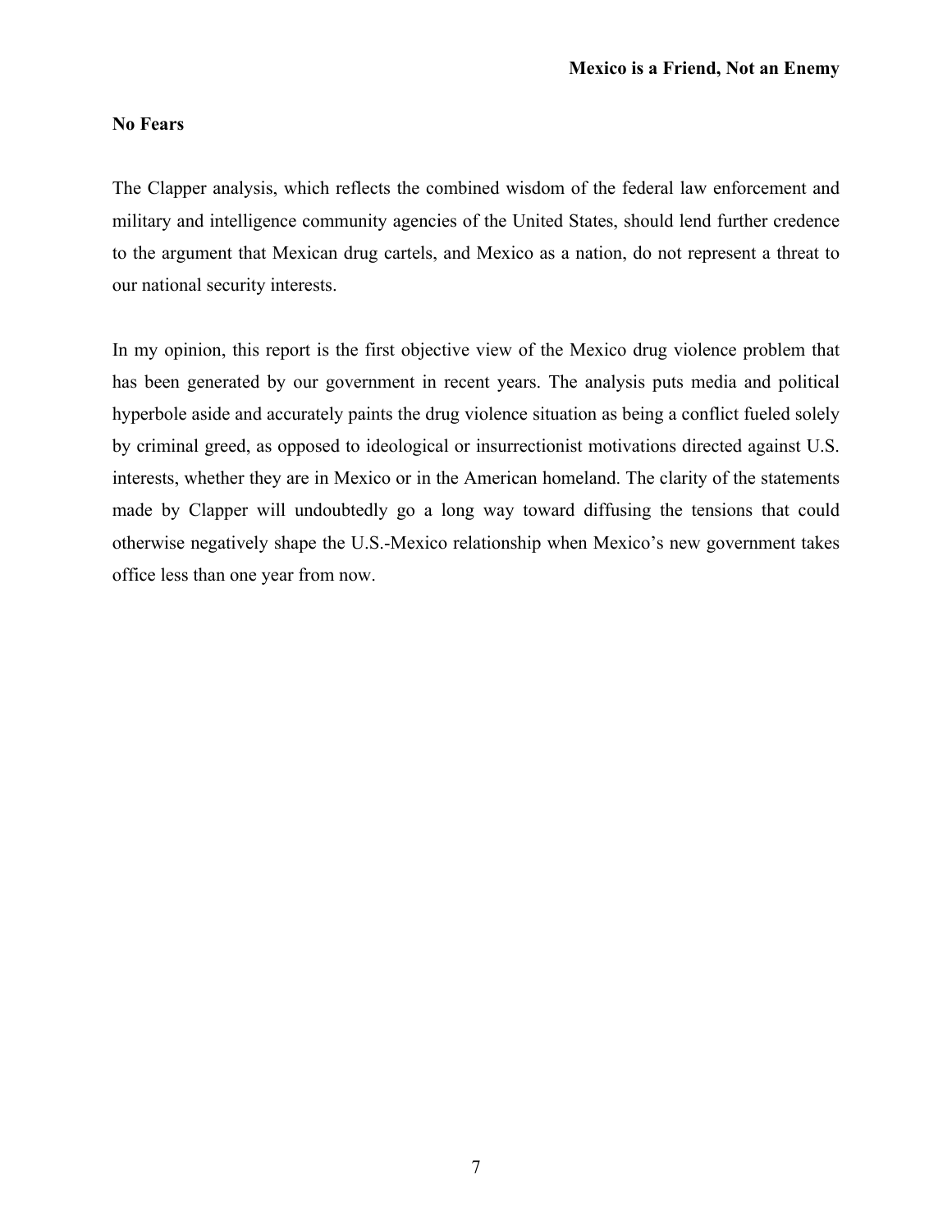## No Fears

The Clapper analysis, which reflects the combined wisdom of the federal law enforcement and military and intelligence community agencies of the United States, should lend further credence to the argument that Mexican drug cartels, and Mexico as a nation, do not represent a threat to our national security interests.

In my opinion, this report is the first objective view of the Mexico drug violence problem that has been generated by our government in recent years. The analysis puts media and political hyperbole aside and accurately paints the drug violence situation as being a conflict fueled solely by criminal greed, as opposed to ideological or insurrectionist motivations directed against U.S. interests, whether they are in Mexico or in the American homeland. The clarity of the statements made by Clapper will undoubtedly go a long way toward diffusing the tensions that could otherwise negatively shape the U.S.-Mexico relationship when Mexico's new government takes office less than one year from now.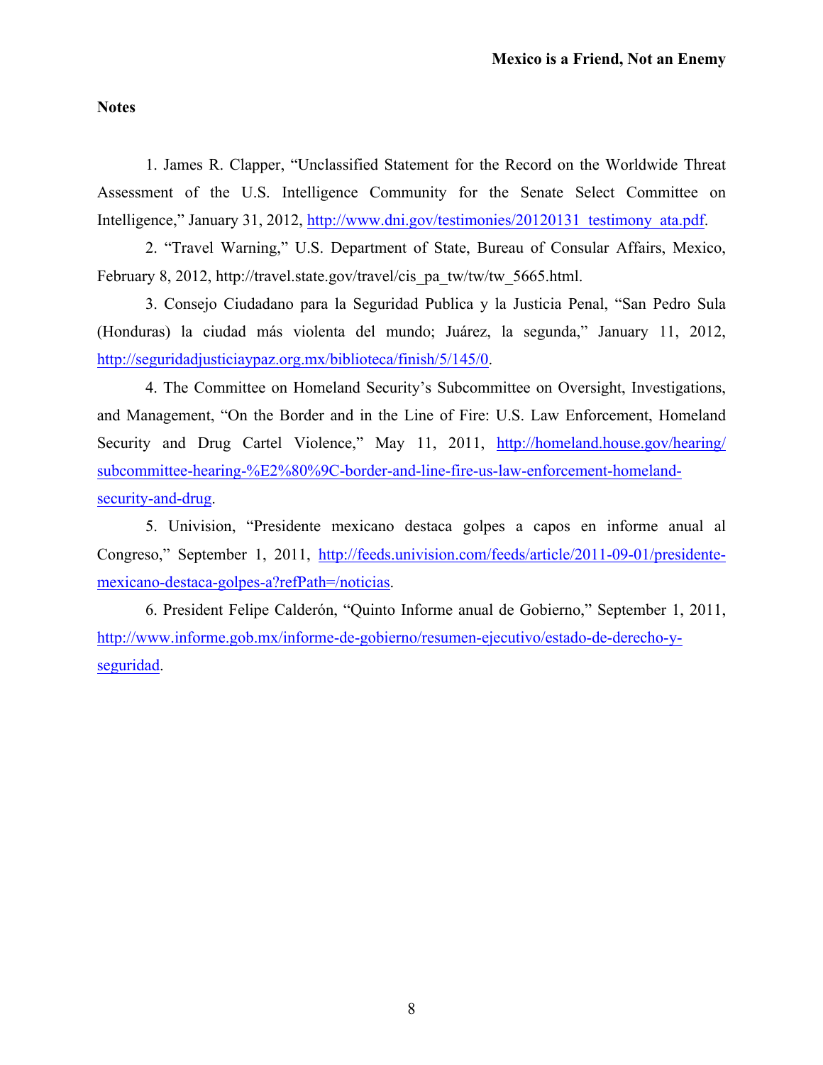## Notes

1. James R. Clapper, "Unclassified Statement for the Record on the Worldwide Threat Assessment of the U.S. Intelligence Community for the Senate Select Committee on Intelligence," January 31, 2012, http://www.dni.gov/testimonies/20120131_testimony_ata.pdf.

2. "Travel Warning," U.S. Department of State, Bureau of Consular Affairs, Mexico, February 8, 2012, http://travel.state.gov/travel/cis_pa_tw/tw/tw_5665.html.

3. Consejo Ciudadano para la Seguridad Publica y la Justicia Penal, "San Pedro Sula (Honduras) la ciudad más violenta del mundo; Juárez, la segunda," January 11, 2012, http://seguridadjusticiaypaz.org.mx/biblioteca/finish/5/145/0.

4. The Committee on Homeland Security's Subcommittee on Oversight, Investigations, and Management, "On the Border and in the Line of Fire: U.S. Law Enforcement, Homeland Security and Drug Cartel Violence," May 11, 2011, http://homeland.house.gov/hearing/subcommittee-hearing-%E2%80%9C-border-and-line-fire-us-law-enforcement-homeland-security-and-drug.

5. Univision, "Presidente mexicano destaca golpes a capos en informe anual al Congreso," September 1, 2011, http://feeds.univision.com/feeds/article/2011-09-01/presidente-mexicano-destaca-golpes-a?refPath=/noticias.

6. President Felipe Calderón, "Quinto Informe anual de Gobierno," September 1, 2011, http://www.informe.gob.mx/informe-de-gobierno/resumen-ejecutivo/estado-de-derecho-y-seguridad.